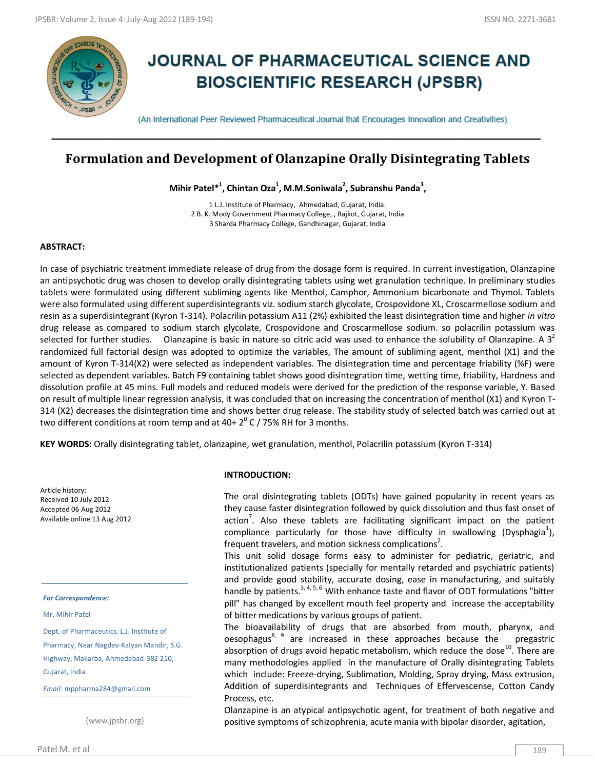# JOURNAL OF PHARMACEUTICAL SCIENCE AND BIOSCIENTIFIC RESEARCH (JPSBR)

(An International Peer Reviewed Pharmaceutical Journal that Encourages Innovation and Creativities)

## Formulation and Development of Olanzapine Orally Disintegrating Tablets

**Mihir Patel*[1], Chintan Oza[1], M.M.Soniwala[2], Subranshu Panda[3],**

1 L.J. Institute of Pharmacy, Ahmedabad, Gujarat, India.
2 B. K. Mody Government Pharmacy College, , Rajkot, Gujarat, India
3 Sharda Pharmacy College, Gandhinagar, Gujarat, India

### ABSTRACT:

In case of psychiatric treatment immediate release of drug from the dosage form is required. In current investigation, Olanzapine an antipsychotic drug was chosen to develop orally disintegrating tablets using wet granulation technique. In preliminary studies tablets were formulated using different subliming agents like Menthol, Camphor, Ammonium bicarbonate and Thymol. Tablets were also formulated using different superdisintegrants viz. sodium starch glycolate, Crospovidone XL, Croscarmellose sodium and resin as a superdisintegrant (Kyron T-314). Polacrilin potassium A11 (2%) exhibited the least disintegration time and higher *in vitro* drug release as compared to sodium starch glycolate, Crospovidone and Croscarmellose sodium. so polacrilin potassium was selected for further studies. Olanzapine is basic in nature so citric acid was used to enhance the solubility of Olanzapine. A $3^2$ randomized full factorial design was adopted to optimize the variables, The amount of subliming agent, menthol (X1) and the amount of Kyron T-314(X2) were selected as independent variables. The disintegration time and percentage friability (%F) were selected as dependent variables. Batch F9 containing tablet shows good disintegration time, wetting time, friability, Hardness and dissolution profile at 45 mins. Full models and reduced models were derived for the prediction of the response variable, Y. Based on result of multiple linear regression analysis, it was concluded that on increasing the concentration of menthol (X1) and Kyron T-314 (X2) decreases the disintegration time and shows better drug release. The stability study of selected batch was carried out at two different conditions at room temp and at 40+ $2^0$ C / 75% RH for 3 months.

**KEY WORDS:** Orally disintegrating tablet, olanzapine, wet granulation, menthol, Polacrilin potassium (Kyron T-314)

Article history:
Received 10 July 2012
Accepted 06 Aug 2012
Available online 13 Aug 2012

***For Correspondence:***

Mr. Mihir Patel

Dept. of Pharmaceutics, L.J. Institute of Pharmacy, Near Nagdev-Kalyan Mandir, S.G. Highway, Makarba, Ahmedabad-382 210, Gujarat, India.

*Email:* mppharma284@gmail.com

(www.jpsbr.org)

### INTRODUCTION:

The oral disintegrating tablets (ODTs) have gained popularity in recent years as they cause faster disintegration followed by quick dissolution and thus fast onset of action[7]. Also these tablets are facilitating significant impact on the patient compliance particularly for those have difficulty in swallowing (Dysphagia[1]), frequent travelers, and motion sickness complications[2].

This unit solid dosage forms easy to administer for pediatric, geriatric, and institutionalized patients (specially for mentally retarded and psychiatric patients) and provide good stability, accurate dosing, ease in manufacturing, and suitably handle by patients.[3, 4, 5, 6] With enhance taste and flavor of ODT formulations "bitter pill" has changed by excellent mouth feel property and increase the acceptability of bitter medications by various groups of patient.

The bioavailability of drugs that are absorbed from mouth, pharynx, and oesophagus[8, 9] are increased in these approaches because the pregastric absorption of drugs avoid hepatic metabolism, which reduce the dose[10]. There are many methodologies applied in the manufacture of Orally disintegrating Tablets which include: Freeze-drying, Sublimation, Molding, Spray drying, Mass extrusion, Addition of superdisintegrants and Techniques of Effervescense, Cotton Candy Process, etc.

Olanzapine is an atypical antipsychotic agent, for treatment of both negative and positive symptoms of schizophrenia, acute mania with bipolar disorder, agitation,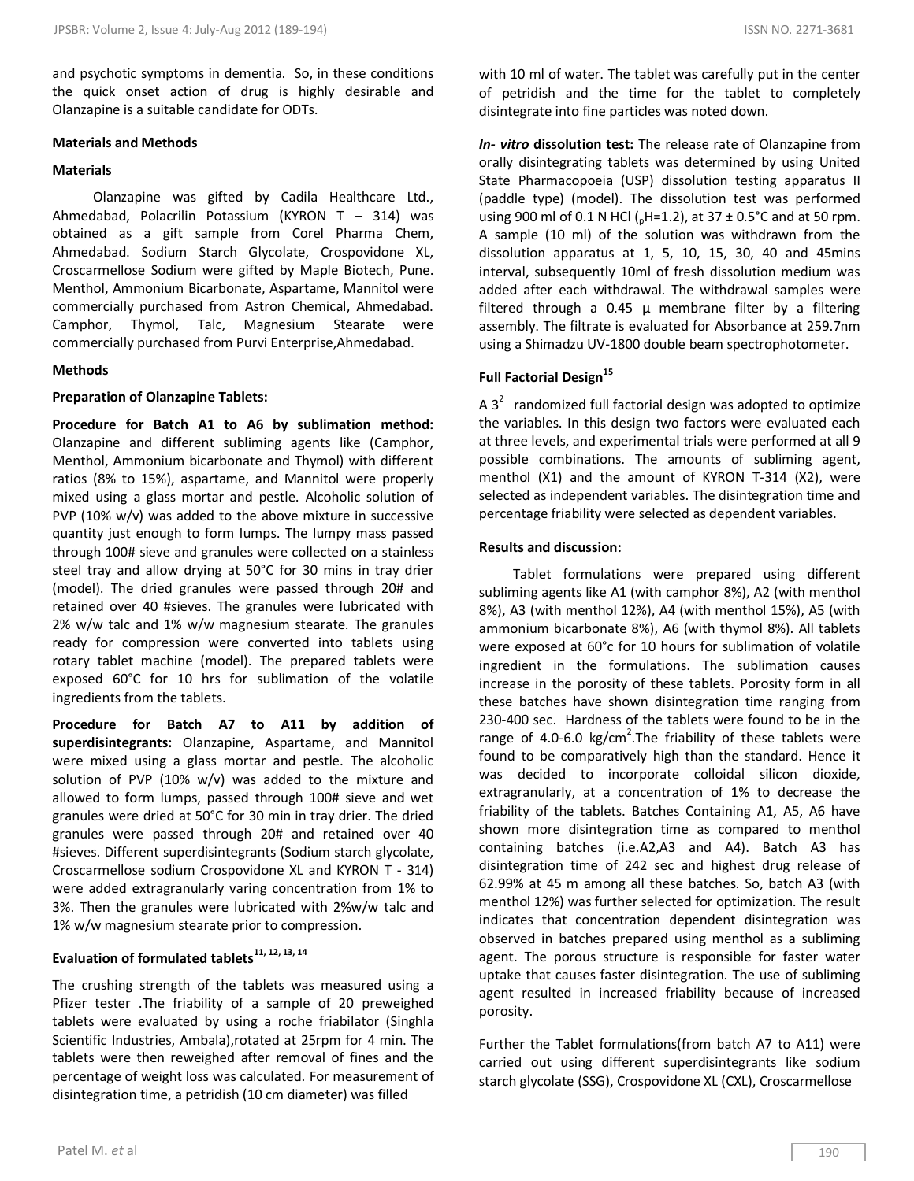and psychotic symptoms in dementia. So, in these conditions the quick onset action of drug is highly desirable and Olanzapine is a suitable candidate for ODTs.

## Materials and Methods

### Materials

Olanzapine was gifted by Cadila Healthcare Ltd., Ahmedabad, Polacrilin Potassium (KYRON T – 314) was obtained as a gift sample from Corel Pharma Chem, Ahmedabad. Sodium Starch Glycolate, Crospovidone XL, Croscarmellose Sodium were gifted by Maple Biotech, Pune. Menthol, Ammonium Bicarbonate, Aspartame, Mannitol were commercially purchased from Astron Chemical, Ahmedabad. Camphor, Thymol, Talc, Magnesium Stearate were commercially purchased from Purvi Enterprise,Ahmedabad.

### Methods

**Preparation of Olanzapine Tablets:**

**Procedure for Batch A1 to A6 by sublimation method:** Olanzapine and different subliming agents like (Camphor, Menthol, Ammonium bicarbonate and Thymol) with different ratios (8% to 15%), aspartame, and Mannitol were properly mixed using a glass mortar and pestle. Alcoholic solution of PVP (10% w/v) was added to the above mixture in successive quantity just enough to form lumps. The lumpy mass passed through 100# sieve and granules were collected on a stainless steel tray and allow drying at 50°C for 30 mins in tray drier (model). The dried granules were passed through 20# and retained over 40 #sieves. The granules were lubricated with 2% w/w talc and 1% w/w magnesium stearate. The granules ready for compression were converted into tablets using rotary tablet machine (model). The prepared tablets were exposed 60°C for 10 hrs for sublimation of the volatile ingredients from the tablets.

**Procedure for Batch A7 to A11 by addition of superdisintegrants:** Olanzapine, Aspartame, and Mannitol were mixed using a glass mortar and pestle. The alcoholic solution of PVP (10% w/v) was added to the mixture and allowed to form lumps, passed through 100# sieve and wet granules were dried at 50°C for 30 min in tray drier. The dried granules were passed through 20# and retained over 40 #sieves. Different superdisintegrants (Sodium starch glycolate, Croscarmellose sodium Crospovidone XL and KYRON T - 314) were added extragranularly varing concentration from 1% to 3%. Then the granules were lubricated with 2%w/w talc and 1% w/w magnesium stearate prior to compression.

**Evaluation of formulated tablets[11, 12, 13, 14]**

The crushing strength of the tablets was measured using a Pfizer tester .The friability of a sample of 20 preweighed tablets were evaluated by using a roche friabilator (Singhla Scientific Industries, Ambala),rotated at 25rpm for 4 min. The tablets were then reweighed after removal of fines and the percentage of weight loss was calculated. For measurement of disintegration time, a petridish (10 cm diameter) was filled with 10 ml of water. The tablet was carefully put in the center of petridish and the time for the tablet to completely disintegrate into fine particles was noted down.

***In- vitro* dissolution test:** The release rate of Olanzapine from orally disintegrating tablets was determined by using United State Pharmacopoeia (USP) dissolution testing apparatus II (paddle type) (model). The dissolution test was performed using 900 ml of 0.1 N HCl ($_pH$=1.2), at 37 ± 0.5°C and at 50 rpm. A sample (10 ml) of the solution was withdrawn from the dissolution apparatus at 1, 5, 10, 15, 30, 40 and 45mins interval, subsequently 10ml of fresh dissolution medium was added after each withdrawal. The withdrawal samples were filtered through a 0.45 µ membrane filter by a filtering assembly. The filtrate is evaluated for Absorbance at 259.7nm using a Shimadzu UV-1800 double beam spectrophotometer.

**Full Factorial Design[15]**

A $3^2$ randomized full factorial design was adopted to optimize the variables. In this design two factors were evaluated each at three levels, and experimental trials were performed at all 9 possible combinations. The amounts of subliming agent, menthol (X1) and the amount of KYRON T-314 (X2), were selected as independent variables. The disintegration time and percentage friability were selected as dependent variables.

## Results and discussion:

Tablet formulations were prepared using different subliming agents like A1 (with camphor 8%), A2 (with menthol 8%), A3 (with menthol 12%), A4 (with menthol 15%), A5 (with ammonium bicarbonate 8%), A6 (with thymol 8%). All tablets were exposed at 60°c for 10 hours for sublimation of volatile ingredient in the formulations. The sublimation causes increase in the porosity of these tablets. Porosity form in all these batches have shown disintegration time ranging from 230-400 sec. Hardness of the tablets were found to be in the range of 4.0-6.0 kg/cm$^2$.The friability of these tablets were found to be comparatively high than the standard. Hence it was decided to incorporate colloidal silicon dioxide, extragranularly, at a concentration of 1% to decrease the friability of the tablets. Batches Containing A1, A5, A6 have shown more disintegration time as compared to menthol containing batches (i.e.A2,A3 and A4). Batch A3 has disintegration time of 242 sec and highest drug release of 62.99% at 45 m among all these batches. So, batch A3 (with menthol 12%) was further selected for optimization. The result indicates that concentration dependent disintegration was observed in batches prepared using menthol as a subliming agent. The porous structure is responsible for faster water uptake that causes faster disintegration. The use of subliming agent resulted in increased friability because of increased porosity.

Further the Tablet formulations(from batch A7 to A11) were carried out using different superdisintegrants like sodium starch glycolate (SSG), Crospovidone XL (CXL), Croscarmellose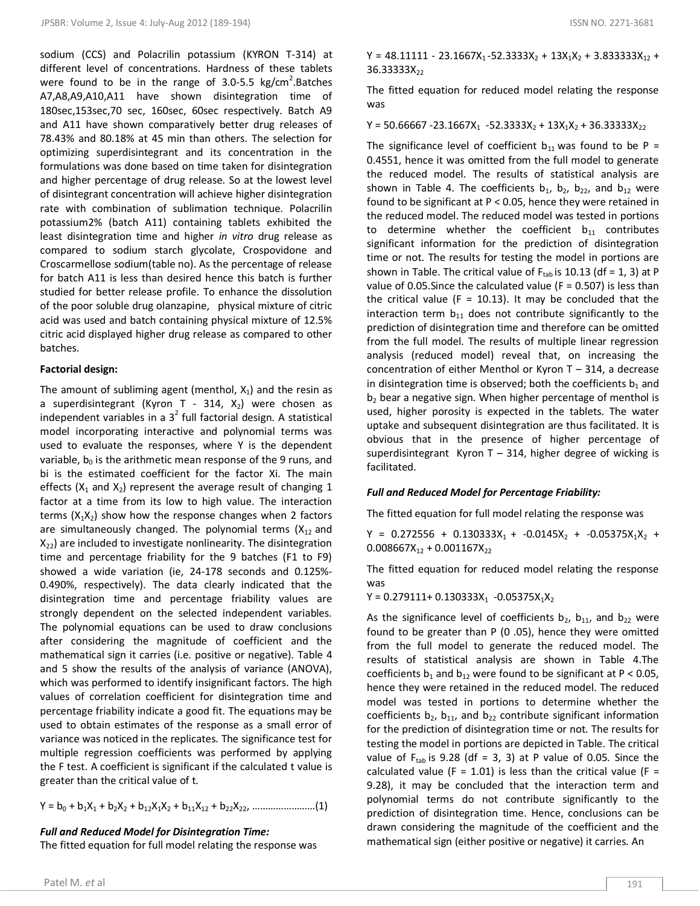sodium (CCS) and Polacrilin potassium (KYRON T-314) at different level of concentrations. Hardness of these tablets were found to be in the range of 3.0-5.5 $kg/cm^2$.Batches A7,A8,A9,A10,A11 have shown disintegration time of 180sec,153sec,70 sec, 160sec, 60sec respectively. Batch A9 and A11 have shown comparatively better drug releases of 78.43% and 80.18% at 45 min than others. The selection for optimizing superdisintegrant and its concentration in the formulations was done based on time taken for disintegration and higher percentage of drug release. So at the lowest level of disintegrant concentration will achieve higher disintegration rate with combination of sublimation technique. Polacrilin potassium2% (batch A11) containing tablets exhibited the least disintegration time and higher *in vitro* drug release as compared to sodium starch glycolate, Crospovidone and Croscarmellose sodium(table no). As the percentage of release for batch A11 is less than desired hence this batch is further studied for better release profile. To enhance the dissolution of the poor soluble drug olanzapine, physical mixture of citric acid was used and batch containing physical mixture of 12.5% citric acid displayed higher drug release as compared to other batches.

**Factorial design:**

The amount of subliming agent (menthol, $X_1$) and the resin as a superdisintegrant (Kyron T - 314, $X_2$) were chosen as independent variables in a $3^2$ full factorial design. A statistical model incorporating interactive and polynomial terms was used to evaluate the responses, where Y is the dependent variable, $b_0$ is the arithmetic mean response of the 9 runs, and bi is the estimated coefficient for the factor Xi. The main effects ($X_1$ and $X_2$) represent the average result of changing 1 factor at a time from its low to high value. The interaction terms ($X_1X_2$) show how the response changes when 2 factors are simultaneously changed. The polynomial terms ($X_{12}$ and $X_{22}$) are included to investigate nonlinearity. The disintegration time and percentage friability for the 9 batches (F1 to F9) showed a wide variation (ie, 24-178 seconds and 0.125%-0.490%, respectively). The data clearly indicated that the disintegration time and percentage friability values are strongly dependent on the selected independent variables. The polynomial equations can be used to draw conclusions after considering the magnitude of coefficient and the mathematical sign it carries (i.e. positive or negative). Table 4 and 5 show the results of the analysis of variance (ANOVA), which was performed to identify insignificant factors. The high values of correlation coefficient for disintegration time and percentage friability indicate a good fit. The equations may be used to obtain estimates of the response as a small error of variance was noticed in the replicates. The significance test for multiple regression coefficients was performed by applying the F test. A coefficient is significant if the calculated t value is greater than the critical value of t.

$$Y = b_0 + b_1X_1 + b_2X_2 + b_{12}X_1X_2 + b_{11}X_{12} + b_{22}X_{22}, \ldots\ldots\ldots\ldots\ldots\ldots(1)$$

***Full and Reduced Model for Disintegration Time:***

The fitted equation for full model relating the response was

$$Y = 48.11111 - 23.1667X_1 - 52.3333X_2 + 13X_1X_2 + 3.833333X_{12} + 36.33333X_{22}$$

The fitted equation for reduced model relating the response was

$$Y = 50.66667 - 23.1667X_1 - 52.3333X_2 + 13X_1X_2 + 36.33333X_{22}$$

The significance level of coefficient $b_{11}$ was found to be P = 0.4551, hence it was omitted from the full model to generate the reduced model. The results of statistical analysis are shown in Table 4. The coefficients $b_1$, $b_2$, $b_{22}$, and $b_{12}$ were found to be significant at $P < 0.05$, hence they were retained in the reduced model. The reduced model was tested in portions to determine whether the coefficient $b_{11}$ contributes significant information for the prediction of disintegration time or not. The results for testing the model in portions are shown in Table. The critical value of $F_{tab}$ is 10.13 (df = 1, 3) at P value of 0.05.Since the calculated value (F = 0.507) is less than the critical value (F = 10.13). It may be concluded that the interaction term $b_{11}$ does not contribute significantly to the prediction of disintegration time and therefore can be omitted from the full model. The results of multiple linear regression analysis (reduced model) reveal that, on increasing the concentration of either Menthol or Kyron T – 314, a decrease in disintegration time is observed; both the coefficients $b_1$ and $b_2$ bear a negative sign. When higher percentage of menthol is used, higher porosity is expected in the tablets. The water uptake and subsequent disintegration are thus facilitated. It is obvious that in the presence of higher percentage of superdisintegrant Kyron T – 314, higher degree of wicking is facilitated.

***Full and Reduced Model for Percentage Friability:***

The fitted equation for full model relating the response was

$$Y = 0.272556 + 0.130333X_1 + -0.0145X_2 + -0.05375X_1X_2 + 0.008667X_{12} + 0.001167X_{22}$$

The fitted equation for reduced model relating the response was

$$Y = 0.279111 + 0.130333X_1 - 0.05375X_1X_2$$

As the significance level of coefficients $b_2$, $b_{11}$, and $b_{22}$ were found to be greater than P (0 .05), hence they were omitted from the full model to generate the reduced model. The results of statistical analysis are shown in Table 4.The coefficients $b_1$ and $b_{12}$ were found to be significant at $P < 0.05$, hence they were retained in the reduced model. The reduced model was tested in portions to determine whether the coefficients $b_2$, $b_{11}$, and $b_{22}$ contribute significant information for the prediction of disintegration time or not. The results for testing the model in portions are depicted in Table. The critical value of $F_{tab}$ is 9.28 (df = 3, 3) at P value of 0.05. Since the calculated value (F = 1.01) is less than the critical value (F = 9.28), it may be concluded that the interaction term and polynomial terms do not contribute significantly to the prediction of disintegration time. Hence, conclusions can be drawn considering the magnitude of the coefficient and the mathematical sign (either positive or negative) it carries. An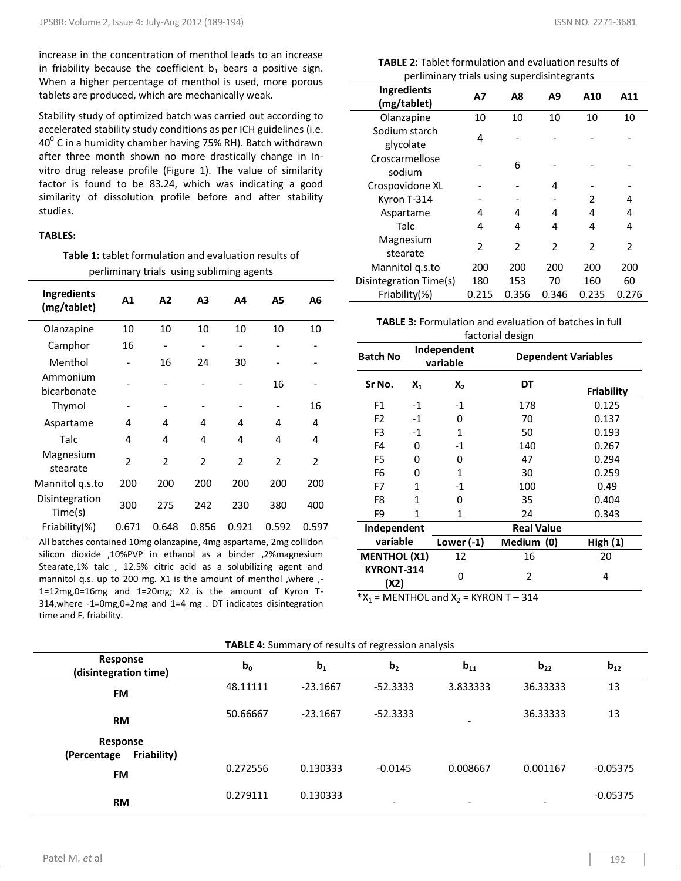increase in the concentration of menthol leads to an increase in friability because the coefficient $b_1$ bears a positive sign. When a higher percentage of menthol is used, more porous tablets are produced, which are mechanically weak.

Stability study of optimized batch was carried out according to accelerated stability study conditions as per ICH guidelines (i.e. $40^0$ C in a humidity chamber having 75% RH). Batch withdrawn after three month shown no more drastically change in In-vitro drug release profile (Figure 1). The value of similarity factor is found to be 83.24, which was indicating a good similarity of dissolution profile before and after stability studies.

**TABLES:**

**Table 1:** tablet formulation and evaluation results of perliminary trials using subliming agents

| Ingredients (mg/tablet) | A1 | A2 | A3 | A4 | A5 | A6 |
|---|---|---|---|---|---|---|
| Olanzapine | 10 | 10 | 10 | 10 | 10 | 10 |
| Camphor | 16 | - | - | - | - | - |
| Menthol | - | 16 | 24 | 30 | - | - |
| Ammonium bicarbonate | - | - | - | - | 16 | - |
| Thymol | - | - | - | - | - | 16 |
| Aspartame | 4 | 4 | 4 | 4 | 4 | 4 |
| Talc | 4 | 4 | 4 | 4 | 4 | 4 |
| Magnesium stearate | 2 | 2 | 2 | 2 | 2 | 2 |
| Mannitol q.s.to | 200 | 200 | 200 | 200 | 200 | 200 |
| Disintegration Time(s) | 300 | 275 | 242 | 230 | 380 | 400 |
| Friability(%) | 0.671 | 0.648 | 0.856 | 0.921 | 0.592 | 0.597 |

All batches contained 10mg olanzapine, 4mg aspartame, 2mg collidon silicon dioxide ,10%PVP in ethanol as a binder ,2%magnesium Stearate,1% talc , 12.5% citric acid as a solubilizing agent and mannitol q.s. up to 200 mg. X1 is the amount of menthol ,where ,-1=12mg,0=16mg and 1=20mg; X2 is the amount of Kyron T-314,where -1=0mg,0=2mg and 1=4 mg . DT indicates disintegration time and F, friability.

**TABLE 2:** Tablet formulation and evaluation results of perliminary trials using superdisintegrants

| Ingredients (mg/tablet) | A7 | A8 | A9 | A10 | A11 |
|---|---|---|---|---|---|
| Olanzapine | 10 | 10 | 10 | 10 | 10 |
| Sodium starch glycolate | 4 | - | - | - | - |
| Croscarmellose sodium | - | 6 | - | - | - |
| Crospovidone XL | - | - | 4 | - | - |
| Kyron T-314 | - | - | - | 2 | 4 |
| Aspartame | 4 | 4 | 4 | 4 | 4 |
| Talc | 4 | 4 | 4 | 4 | 4 |
| Magnesium stearate | 2 | 2 | 2 | 2 | 2 |
| Mannitol q.s.to | 200 | 200 | 200 | 200 | 200 |
| Disintegration Time(s) | 180 | 153 | 70 | 160 | 60 |
| Friability(%) | 0.215 | 0.356 | 0.346 | 0.235 | 0.276 |

**TABLE 3:** Formulation and evaluation of batches in full factorial design

| Batch No | Independent variable | | Dependent Variables | |
|---|---|---|---|---|
| Sr No. | $X_1$ | $X_2$ | DT | Friability |
| F1 | -1 | -1 | 178 | 0.125 |
| F2 | -1 | 0 | 70 | 0.137 |
| F3 | -1 | 1 | 50 | 0.193 |
| F4 | 0 | -1 | 140 | 0.267 |
| F5 | 0 | 0 | 47 | 0.294 |
| F6 | 0 | 1 | 30 | 0.259 |
| F7 | 1 | -1 | 100 | 0.49 |
| F8 | 1 | 0 | 35 | 0.404 |
| F9 | 1 | 1 | 24 | 0.343 |
| **Independent variable** | | **Real Value** | | |
| | Lower (-1) | Medium (0) | High (1) | |
| **MENTHOL (X1)** | 12 | 16 | 20 | |
| **KYRONT-314 (X2)** | 0 | 2 | 4 | |

*$X_1$ = MENTHOL and $X_2$ = KYRON T – 314

**TABLE 4:** Summary of results of regression analysis

| Response (disintegration time) | $b_0$ | $b_1$ | $b_2$ | $b_{11}$ | $b_{22}$ | $b_{12}$ |
|---|---|---|---|---|---|---|
| FM | 48.11111 | -23.1667 | -52.3333 | 3.833333 | 36.33333 | 13 |
| RM | 50.66667 | -23.1667 | -52.3333 | - | 36.33333 | 13 |
| **Response (Percentage Friability)** | | | | | | |
| FM | 0.272556 | 0.130333 | -0.0145 | 0.008667 | 0.001167 | -0.05375 |
| RM | 0.279111 | 0.130333 | - | - | - | -0.05375 |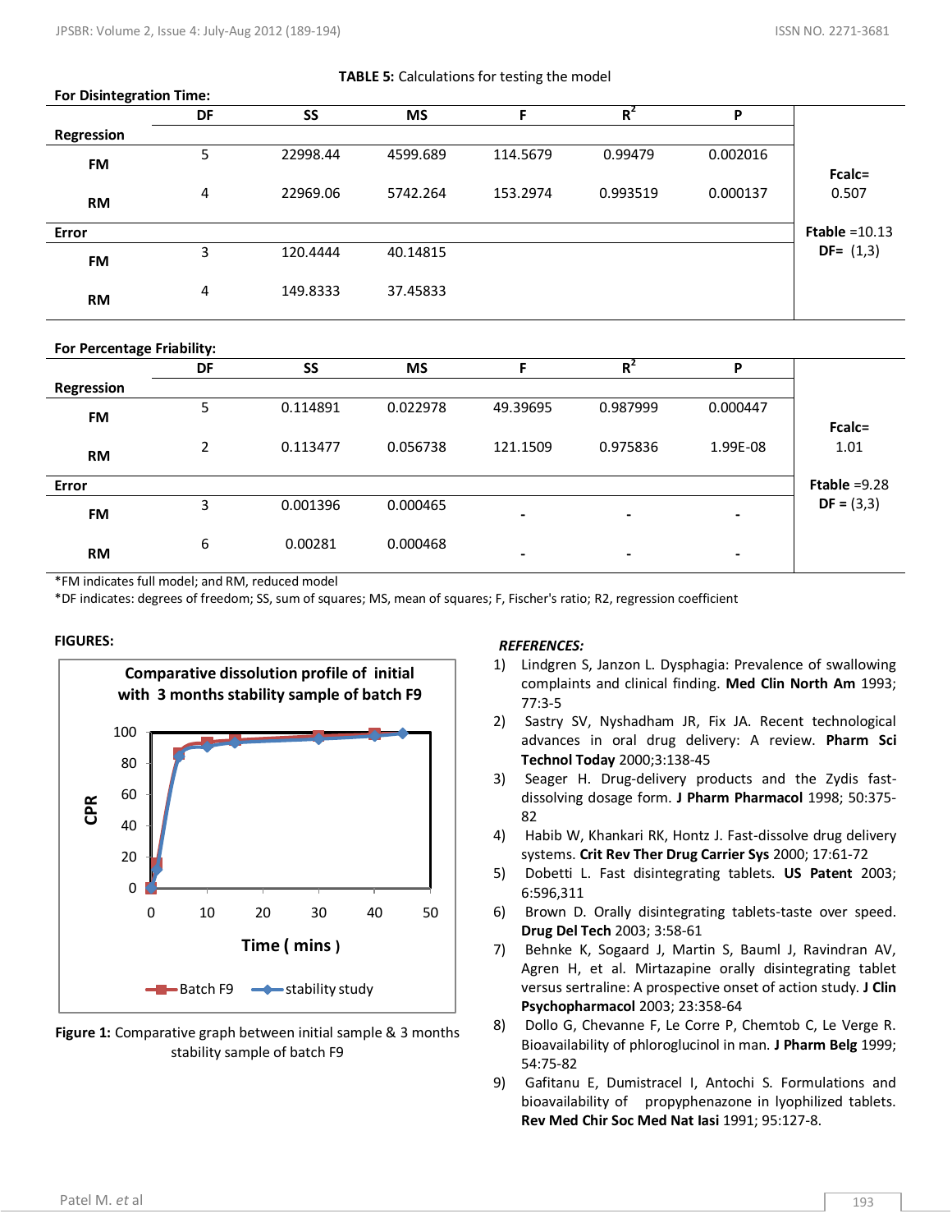**TABLE 5:** Calculations for testing the model

**For Disintegration Time:**

| | DF | SS | MS | F | $R^2$ | P | |
|---|---|---|---|---|---|---|---|
| **Regression** | | | | | | | |
| **FM** | 5 | 22998.44 | 4599.689 | 114.5679 | 0.99479 | 0.002016 | **Fcalc=** 0.507 |
| **RM** | 4 | 22969.06 | 5742.264 | 153.2974 | 0.993519 | 0.000137 | |
| **Error** | | | | | | | **Ftable** =10.13 |
| **FM** | 3 | 120.4444 | 40.14815 | | | | **DF=** (1,3) |
| **RM** | 4 | 149.8333 | 37.45833 | | | | |

**For Percentage Friability:**

| | DF | SS | MS | F | $R^2$ | P | |
|---|---|---|---|---|---|---|---|
| **Regression** | | | | | | | |
| **FM** | 5 | 0.114891 | 0.022978 | 49.39695 | 0.987999 | 0.000447 | **Fcalc=** 1.01 |
| **RM** | 2 | 0.113477 | 0.056738 | 121.1509 | 0.975836 | 1.99E-08 | |
| **Error** | | | | | | | **Ftable** =9.28 |
| **FM** | 3 | 0.001396 | 0.000465 | - | - | - | **DF =** (3,3) |
| **RM** | 6 | 0.00281 | 0.000468 | - | - | - | |

*FM indicates full model; and RM, reduced model
*DF indicates: degrees of freedom; SS, sum of squares; MS, mean of squares; F, Fischer's ratio; R2, regression coefficient

**FIGURES:**

**Figure 1:** Comparative graph between initial sample & 3 months stability sample of batch F9

***REFERENCES:***

1) Lindgren S, Janzon L. Dysphagia: Prevalence of swallowing complaints and clinical finding. **Med Clin North Am** 1993; 77:3-5
2) Sastry SV, Nyshadham JR, Fix JA. Recent technological advances in oral drug delivery: A review. **Pharm Sci Technol Today** 2000;3:138-45
3) Seager H. Drug-delivery products and the Zydis fast-dissolving dosage form. **J Pharm Pharmacol** 1998; 50:375-82
4) Habib W, Khankari RK, Hontz J. Fast-dissolve drug delivery systems. **Crit Rev Ther Drug Carrier Sys** 2000; 17:61-72
5) Dobetti L. Fast disintegrating tablets. **US Patent** 2003; 6:596,311
6) Brown D. Orally disintegrating tablets-taste over speed. **Drug Del Tech** 2003; 3:58-61
7) Behnke K, Sogaard J, Martin S, Bauml J, Ravindran AV, Agren H, et al. Mirtazapine orally disintegrating tablet versus sertraline: A prospective onset of action study. **J Clin Psychopharmacol** 2003; 23:358-64
8) Dollo G, Chevanne F, Le Corre P, Chemtob C, Le Verge R. Bioavailability of phloroglucinol in man. **J Pharm Belg** 1999; 54:75-82
9) Gafitanu E, Dumistracel I, Antochi S. Formulations and bioavailability of propyphenazone in lyophilized tablets. **Rev Med Chir Soc Med Nat Iasi** 1991; 95:127-8.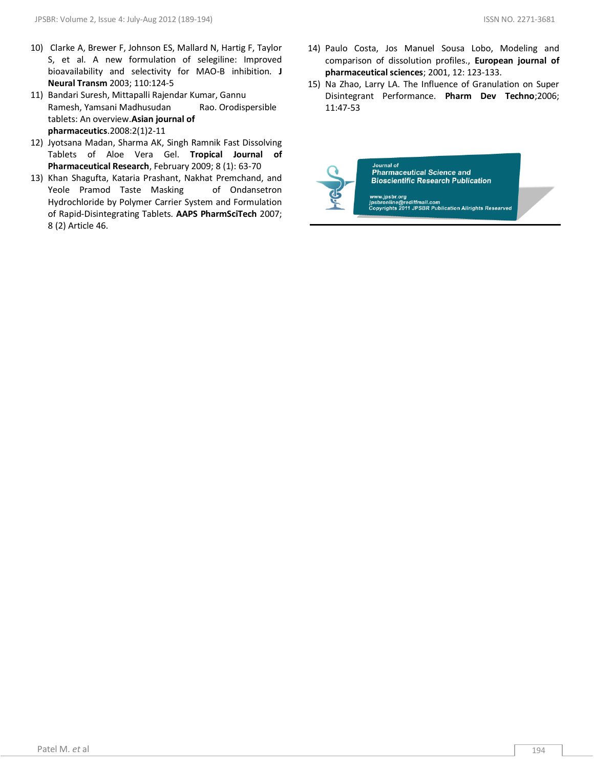10) Clarke A, Brewer F, Johnson ES, Mallard N, Hartig F, Taylor S, et al. A new formulation of selegiline: Improved bioavailability and selectivity for MAO-B inhibition. **J Neural Transm** 2003; 110:124-5
11) Bandari Suresh, Mittapalli Rajendar Kumar, Gannu Ramesh, Yamsani Madhusudan Rao. Orodispersible tablets: An overview.**Asian journal of pharmaceutics**.2008:2(1)2-11
12) Jyotsana Madan, Sharma AK, Singh Ramnik Fast Dissolving Tablets of Aloe Vera Gel. **Tropical Journal of Pharmaceutical Research**, February 2009; 8 (1): 63-70
13) Khan Shagufta, Kataria Prashant, Nakhat Premchand, and Yeole Pramod Taste Masking of Ondansetron Hydrochloride by Polymer Carrier System and Formulation of Rapid-Disintegrating Tablets. **AAPS PharmSciTech** 2007; 8 (2) Article 46.
14) Paulo Costa, Jos Manuel Sousa Lobo, Modeling and comparison of dissolution profiles., **European journal of pharmaceutical sciences**; 2001, 12: 123-133.
15) Na Zhao, Larry LA. The Influence of Granulation on Super Disintegrant Performance. **Pharm Dev Techno**;2006; 11:47-53

Journal of
Pharmaceutical Science and
Bioscientific Research Publication

www.jpsbr.org
jpsbronline@rediffmail.com
Copyrights 2011 JPSBR Publication Allrights Researved